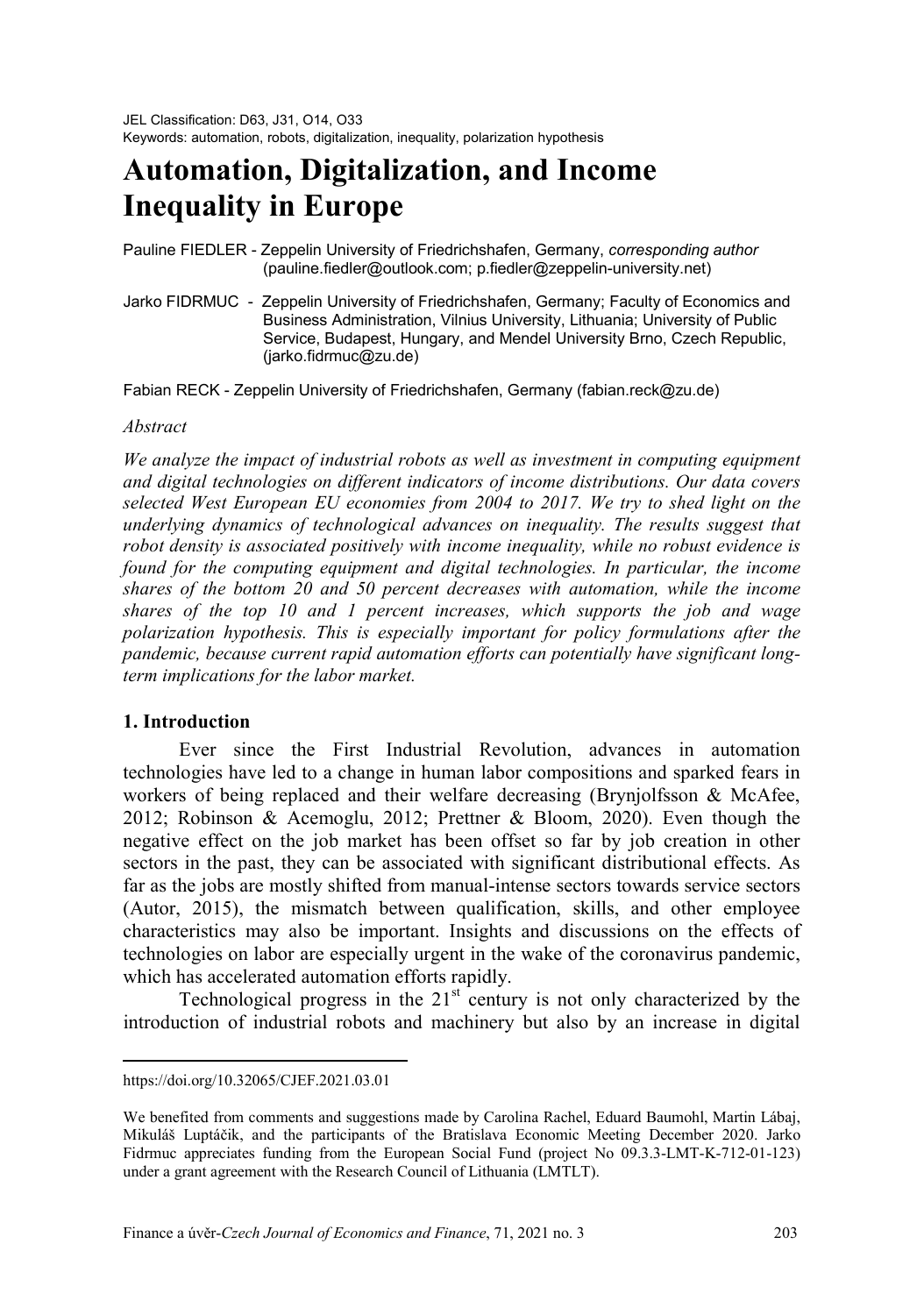JEL Classification: D63, J31, O14, O33
Keywords: automation, robots, digitalization, inequality, polarization hypothesis

# Automation, Digitalization, and Income Inequality in Europe

Pauline FIEDLER - Zeppelin University of Friedrichshafen, Germany, *corresponding author* (pauline.fiedler@outlook.com; p.fiedler@zeppelin-university.net)

Jarko FIDRMUC - Zeppelin University of Friedrichshafen, Germany; Faculty of Economics and Business Administration, Vilnius University, Lithuania; University of Public Service, Budapest, Hungary, and Mendel University Brno, Czech Republic, (jarko.fidrmuc@zu.de)

Fabian RECK - Zeppelin University of Friedrichshafen, Germany (fabian.reck@zu.de)

*Abstract*

*We analyze the impact of industrial robots as well as investment in computing equipment and digital technologies on different indicators of income distributions. Our data covers selected West European EU economies from 2004 to 2017. We try to shed light on the underlying dynamics of technological advances on inequality. The results suggest that robot density is associated positively with income inequality, while no robust evidence is found for the computing equipment and digital technologies. In particular, the income shares of the bottom 20 and 50 percent decreases with automation, while the income shares of the top 10 and 1 percent increases, which supports the job and wage polarization hypothesis. This is especially important for policy formulations after the pandemic, because current rapid automation efforts can potentially have significant long-term implications for the labor market.*

## 1. Introduction

Ever since the First Industrial Revolution, advances in automation technologies have led to a change in human labor compositions and sparked fears in workers of being replaced and their welfare decreasing (Brynjolfsson & McAfee, 2012; Robinson & Acemoglu, 2012; Prettner & Bloom, 2020). Even though the negative effect on the job market has been offset so far by job creation in other sectors in the past, they can be associated with significant distributional effects. As far as the jobs are mostly shifted from manual-intense sectors towards service sectors (Autor, 2015), the mismatch between qualification, skills, and other employee characteristics may also be important. Insights and discussions on the effects of technologies on labor are especially urgent in the wake of the coronavirus pandemic, which has accelerated automation efforts rapidly.

Technological progress in the 21st century is not only characterized by the introduction of industrial robots and machinery but also by an increase in digital

---

https://doi.org/10.32065/CJEF.2021.03.01

We benefited from comments and suggestions made by Carolina Rachel, Eduard Baumohl, Martin Lábaj, Mikuláš Luptáčik, and the participants of the Bratislava Economic Meeting December 2020. Jarko Fidrmuc appreciates funding from the European Social Fund (project No 09.3.3-LMT-K-712-01-123) under a grant agreement with the Research Council of Lithuania (LMTLT).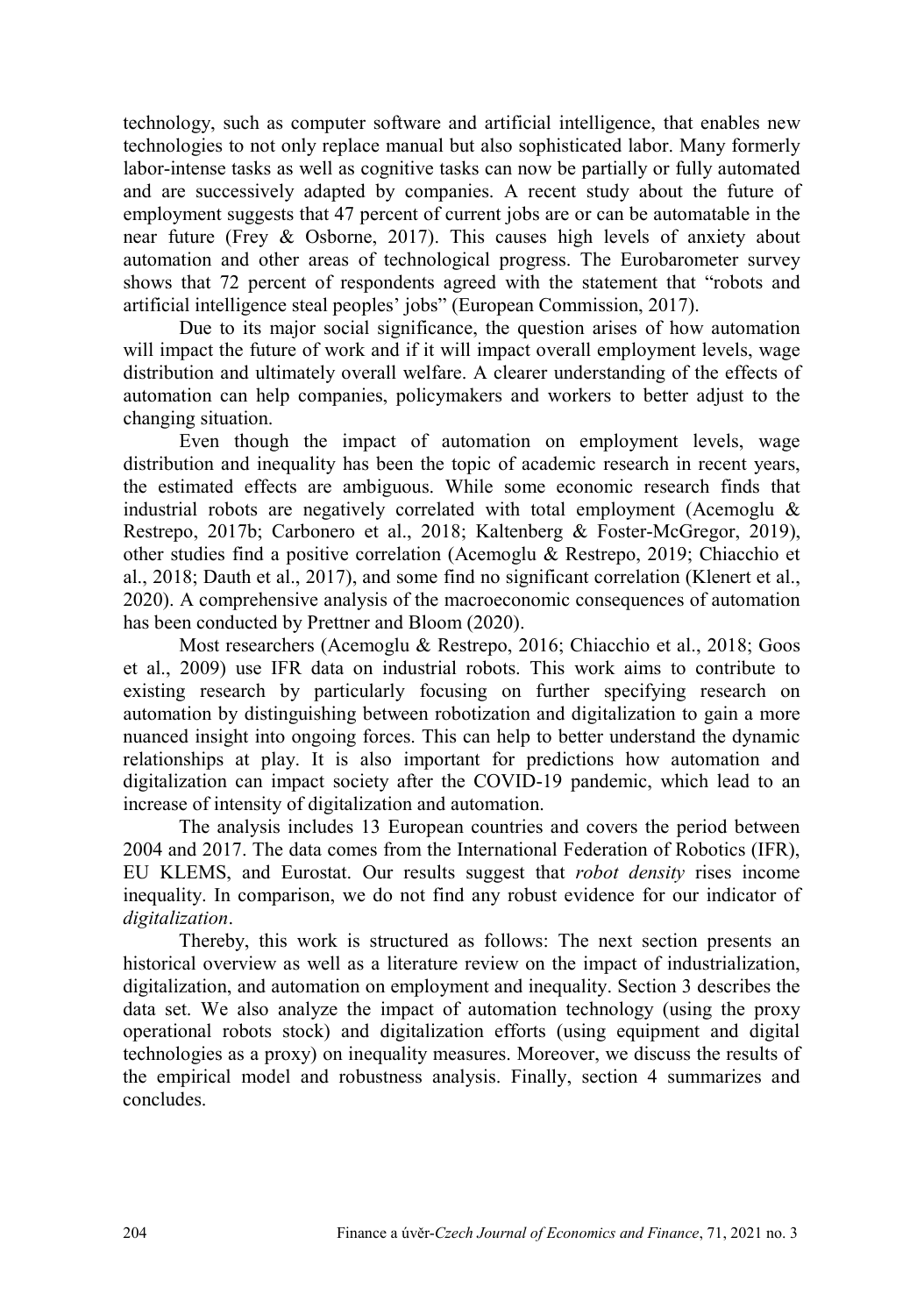technology, such as computer software and artificial intelligence, that enables new technologies to not only replace manual but also sophisticated labor. Many formerly labor-intense tasks as well as cognitive tasks can now be partially or fully automated and are successively adapted by companies. A recent study about the future of employment suggests that 47 percent of current jobs are or can be automatable in the near future (Frey & Osborne, 2017). This causes high levels of anxiety about automation and other areas of technological progress. The Eurobarometer survey shows that 72 percent of respondents agreed with the statement that "robots and artificial intelligence steal peoples' jobs" (European Commission, 2017).

Due to its major social significance, the question arises of how automation will impact the future of work and if it will impact overall employment levels, wage distribution and ultimately overall welfare. A clearer understanding of the effects of automation can help companies, policymakers and workers to better adjust to the changing situation.

Even though the impact of automation on employment levels, wage distribution and inequality has been the topic of academic research in recent years, the estimated effects are ambiguous. While some economic research finds that industrial robots are negatively correlated with total employment (Acemoglu & Restrepo, 2017b; Carbonero et al., 2018; Kaltenberg & Foster-McGregor, 2019), other studies find a positive correlation (Acemoglu & Restrepo, 2019; Chiacchio et al., 2018; Dauth et al., 2017), and some find no significant correlation (Klenert et al., 2020). A comprehensive analysis of the macroeconomic consequences of automation has been conducted by Prettner and Bloom (2020).

Most researchers (Acemoglu & Restrepo, 2016; Chiacchio et al., 2018; Goos et al., 2009) use IFR data on industrial robots. This work aims to contribute to existing research by particularly focusing on further specifying research on automation by distinguishing between robotization and digitalization to gain a more nuanced insight into ongoing forces. This can help to better understand the dynamic relationships at play. It is also important for predictions how automation and digitalization can impact society after the COVID-19 pandemic, which lead to an increase of intensity of digitalization and automation.

The analysis includes 13 European countries and covers the period between 2004 and 2017. The data comes from the International Federation of Robotics (IFR), EU KLEMS, and Eurostat. Our results suggest that *robot density* rises income inequality. In comparison, we do not find any robust evidence for our indicator of *digitalization*.

Thereby, this work is structured as follows: The next section presents an historical overview as well as a literature review on the impact of industrialization, digitalization, and automation on employment and inequality. Section 3 describes the data set. We also analyze the impact of automation technology (using the proxy operational robots stock) and digitalization efforts (using equipment and digital technologies as a proxy) on inequality measures. Moreover, we discuss the results of the empirical model and robustness analysis. Finally, section 4 summarizes and concludes.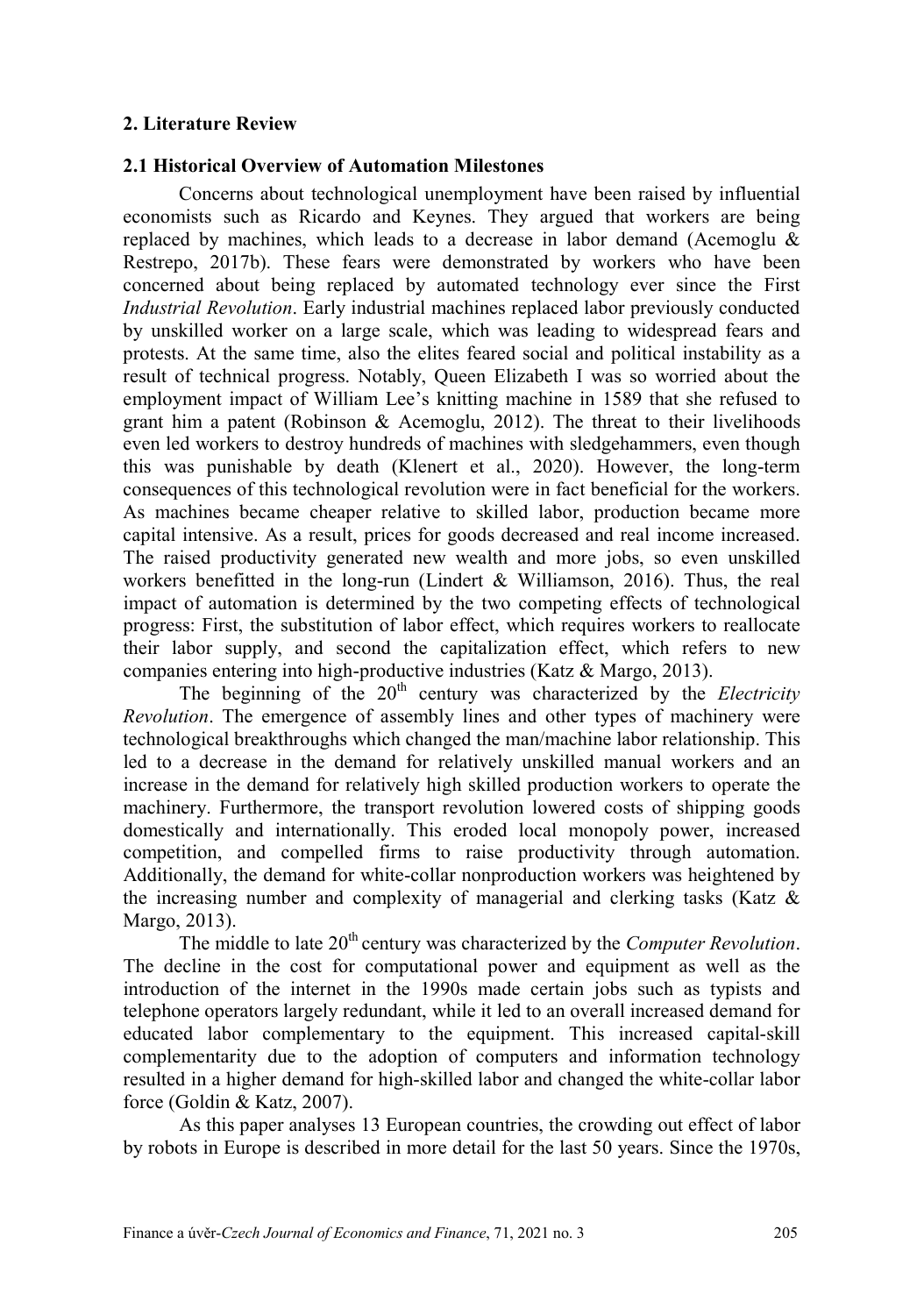## 2. Literature Review

### 2.1 Historical Overview of Automation Milestones

Concerns about technological unemployment have been raised by influential economists such as Ricardo and Keynes. They argued that workers are being replaced by machines, which leads to a decrease in labor demand (Acemoglu & Restrepo, 2017b). These fears were demonstrated by workers who have been concerned about being replaced by automated technology ever since the First *Industrial Revolution*. Early industrial machines replaced labor previously conducted by unskilled worker on a large scale, which was leading to widespread fears and protests. At the same time, also the elites feared social and political instability as a result of technical progress. Notably, Queen Elizabeth I was so worried about the employment impact of William Lee's knitting machine in 1589 that she refused to grant him a patent (Robinson & Acemoglu, 2012). The threat to their livelihoods even led workers to destroy hundreds of machines with sledgehammers, even though this was punishable by death (Klenert et al., 2020). However, the long-term consequences of this technological revolution were in fact beneficial for the workers. As machines became cheaper relative to skilled labor, production became more capital intensive. As a result, prices for goods decreased and real income increased. The raised productivity generated new wealth and more jobs, so even unskilled workers benefitted in the long-run (Lindert & Williamson, 2016). Thus, the real impact of automation is determined by the two competing effects of technological progress: First, the substitution of labor effect, which requires workers to reallocate their labor supply, and second the capitalization effect, which refers to new companies entering into high-productive industries (Katz & Margo, 2013).

The beginning of the 20th century was characterized by the *Electricity Revolution*. The emergence of assembly lines and other types of machinery were technological breakthroughs which changed the man/machine labor relationship. This led to a decrease in the demand for relatively unskilled manual workers and an increase in the demand for relatively high skilled production workers to operate the machinery. Furthermore, the transport revolution lowered costs of shipping goods domestically and internationally. This eroded local monopoly power, increased competition, and compelled firms to raise productivity through automation. Additionally, the demand for white-collar nonproduction workers was heightened by the increasing number and complexity of managerial and clerking tasks (Katz & Margo, 2013).

The middle to late 20th century was characterized by the *Computer Revolution*. The decline in the cost for computational power and equipment as well as the introduction of the internet in the 1990s made certain jobs such as typists and telephone operators largely redundant, while it led to an overall increased demand for educated labor complementary to the equipment. This increased capital-skill complementarity due to the adoption of computers and information technology resulted in a higher demand for high-skilled labor and changed the white-collar labor force (Goldin & Katz, 2007).

As this paper analyses 13 European countries, the crowding out effect of labor by robots in Europe is described in more detail for the last 50 years. Since the 1970s,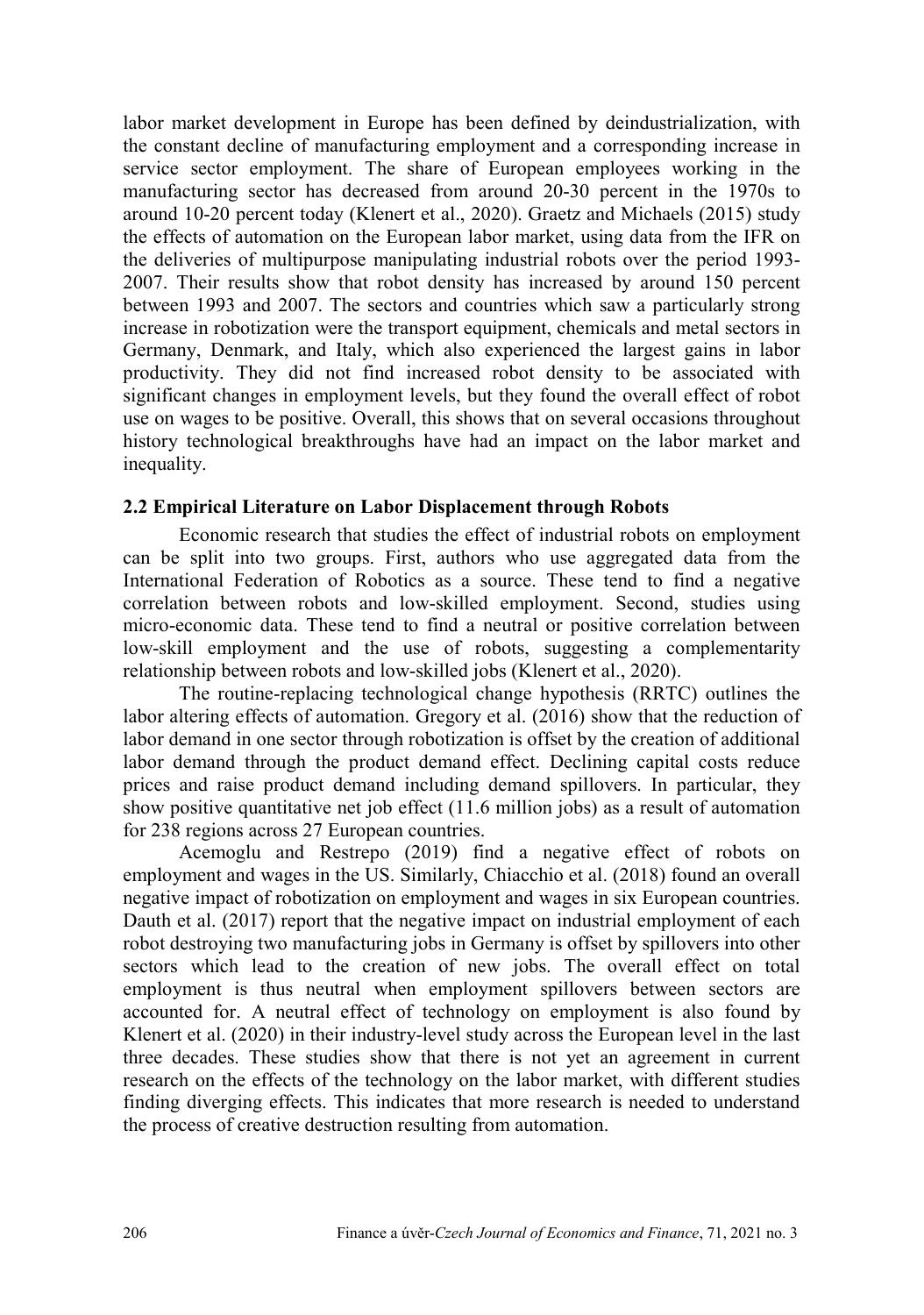labor market development in Europe has been defined by deindustrialization, with the constant decline of manufacturing employment and a corresponding increase in service sector employment. The share of European employees working in the manufacturing sector has decreased from around 20-30 percent in the 1970s to around 10-20 percent today (Klenert et al., 2020). Graetz and Michaels (2015) study the effects of automation on the European labor market, using data from the IFR on the deliveries of multipurpose manipulating industrial robots over the period 1993-2007. Their results show that robot density has increased by around 150 percent between 1993 and 2007. The sectors and countries which saw a particularly strong increase in robotization were the transport equipment, chemicals and metal sectors in Germany, Denmark, and Italy, which also experienced the largest gains in labor productivity. They did not find increased robot density to be associated with significant changes in employment levels, but they found the overall effect of robot use on wages to be positive. Overall, this shows that on several occasions throughout history technological breakthroughs have had an impact on the labor market and inequality.

## 2.2 Empirical Literature on Labor Displacement through Robots

Economic research that studies the effect of industrial robots on employment can be split into two groups. First, authors who use aggregated data from the International Federation of Robotics as a source. These tend to find a negative correlation between robots and low-skilled employment. Second, studies using micro-economic data. These tend to find a neutral or positive correlation between low-skill employment and the use of robots, suggesting a complementarity relationship between robots and low-skilled jobs (Klenert et al., 2020).

The routine-replacing technological change hypothesis (RRTC) outlines the labor altering effects of automation. Gregory et al. (2016) show that the reduction of labor demand in one sector through robotization is offset by the creation of additional labor demand through the product demand effect. Declining capital costs reduce prices and raise product demand including demand spillovers. In particular, they show positive quantitative net job effect (11.6 million jobs) as a result of automation for 238 regions across 27 European countries.

Acemoglu and Restrepo (2019) find a negative effect of robots on employment and wages in the US. Similarly, Chiacchio et al. (2018) found an overall negative impact of robotization on employment and wages in six European countries. Dauth et al. (2017) report that the negative impact on industrial employment of each robot destroying two manufacturing jobs in Germany is offset by spillovers into other sectors which lead to the creation of new jobs. The overall effect on total employment is thus neutral when employment spillovers between sectors are accounted for. A neutral effect of technology on employment is also found by Klenert et al. (2020) in their industry-level study across the European level in the last three decades. These studies show that there is not yet an agreement in current research on the effects of the technology on the labor market, with different studies finding diverging effects. This indicates that more research is needed to understand the process of creative destruction resulting from automation.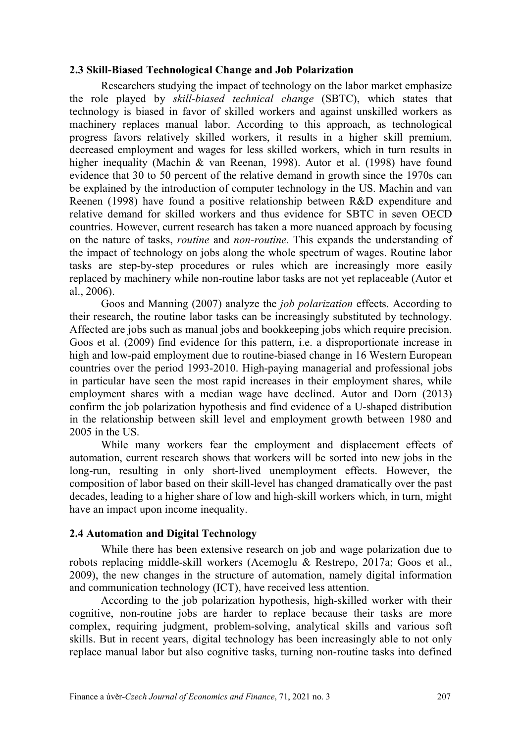### 2.3 Skill-Biased Technological Change and Job Polarization

Researchers studying the impact of technology on the labor market emphasize the role played by *skill-biased technical change* (SBTC), which states that technology is biased in favor of skilled workers and against unskilled workers as machinery replaces manual labor. According to this approach, as technological progress favors relatively skilled workers, it results in a higher skill premium, decreased employment and wages for less skilled workers, which in turn results in higher inequality (Machin & van Reenan, 1998). Autor et al. (1998) have found evidence that 30 to 50 percent of the relative demand in growth since the 1970s can be explained by the introduction of computer technology in the US. Machin and van Reenen (1998) have found a positive relationship between R&D expenditure and relative demand for skilled workers and thus evidence for SBTC in seven OECD countries. However, current research has taken a more nuanced approach by focusing on the nature of tasks, *routine* and *non-routine.* This expands the understanding of the impact of technology on jobs along the whole spectrum of wages. Routine labor tasks are step-by-step procedures or rules which are increasingly more easily replaced by machinery while non-routine labor tasks are not yet replaceable (Autor et al., 2006).

Goos and Manning (2007) analyze the *job polarization* effects. According to their research, the routine labor tasks can be increasingly substituted by technology. Affected are jobs such as manual jobs and bookkeeping jobs which require precision. Goos et al. (2009) find evidence for this pattern, i.e. a disproportionate increase in high and low-paid employment due to routine-biased change in 16 Western European countries over the period 1993-2010. High-paying managerial and professional jobs in particular have seen the most rapid increases in their employment shares, while employment shares with a median wage have declined. Autor and Dorn (2013) confirm the job polarization hypothesis and find evidence of a U-shaped distribution in the relationship between skill level and employment growth between 1980 and 2005 in the US.

While many workers fear the employment and displacement effects of automation, current research shows that workers will be sorted into new jobs in the long-run, resulting in only short-lived unemployment effects. However, the composition of labor based on their skill-level has changed dramatically over the past decades, leading to a higher share of low and high-skill workers which, in turn, might have an impact upon income inequality.

### 2.4 Automation and Digital Technology

While there has been extensive research on job and wage polarization due to robots replacing middle-skill workers (Acemoglu & Restrepo, 2017a; Goos et al., 2009), the new changes in the structure of automation, namely digital information and communication technology (ICT), have received less attention.

According to the job polarization hypothesis, high-skilled worker with their cognitive, non-routine jobs are harder to replace because their tasks are more complex, requiring judgment, problem-solving, analytical skills and various soft skills. But in recent years, digital technology has been increasingly able to not only replace manual labor but also cognitive tasks, turning non-routine tasks into defined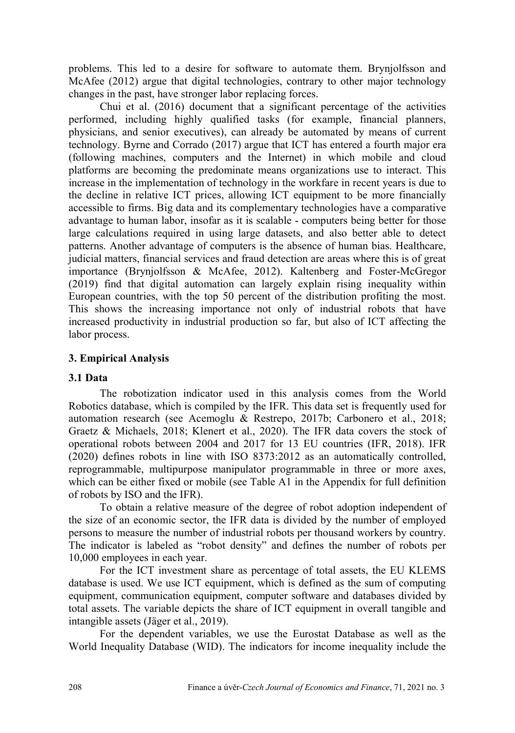problems. This led to a desire for software to automate them. Brynjolfsson and McAfee (2012) argue that digital technologies, contrary to other major technology changes in the past, have stronger labor replacing forces.

Chui et al. (2016) document that a significant percentage of the activities performed, including highly qualified tasks (for example, financial planners, physicians, and senior executives), can already be automated by means of current technology. Byrne and Corrado (2017) argue that ICT has entered a fourth major era (following machines, computers and the Internet) in which mobile and cloud platforms are becoming the predominate means organizations use to interact. This increase in the implementation of technology in the workfare in recent years is due to the decline in relative ICT prices, allowing ICT equipment to be more financially accessible to firms. Big data and its complementary technologies have a comparative advantage to human labor, insofar as it is scalable - computers being better for those large calculations required in using large datasets, and also better able to detect patterns. Another advantage of computers is the absence of human bias. Healthcare, judicial matters, financial services and fraud detection are areas where this is of great importance (Brynjolfsson & McAfee, 2012). Kaltenberg and Foster-McGregor (2019) find that digital automation can largely explain rising inequality within European countries, with the top 50 percent of the distribution profiting the most. This shows the increasing importance not only of industrial robots that have increased productivity in industrial production so far, but also of ICT affecting the labor process.

## 3. Empirical Analysis

### 3.1 Data

The robotization indicator used in this analysis comes from the World Robotics database, which is compiled by the IFR. This data set is frequently used for automation research (see Acemoglu & Restrepo, 2017b; Carbonero et al., 2018; Graetz & Michaels, 2018; Klenert et al., 2020). The IFR data covers the stock of operational robots between 2004 and 2017 for 13 EU countries (IFR, 2018). IFR (2020) defines robots in line with ISO 8373:2012 as an automatically controlled, reprogrammable, multipurpose manipulator programmable in three or more axes, which can be either fixed or mobile (see Table A1 in the Appendix for full definition of robots by ISO and the IFR).

To obtain a relative measure of the degree of robot adoption independent of the size of an economic sector, the IFR data is divided by the number of employed persons to measure the number of industrial robots per thousand workers by country. The indicator is labeled as "robot density" and defines the number of robots per 10,000 employees in each year.

For the ICT investment share as percentage of total assets, the EU KLEMS database is used. We use ICT equipment, which is defined as the sum of computing equipment, communication equipment, computer software and databases divided by total assets. The variable depicts the share of ICT equipment in overall tangible and intangible assets (Jäger et al., 2019).

For the dependent variables, we use the Eurostat Database as well as the World Inequality Database (WID). The indicators for income inequality include the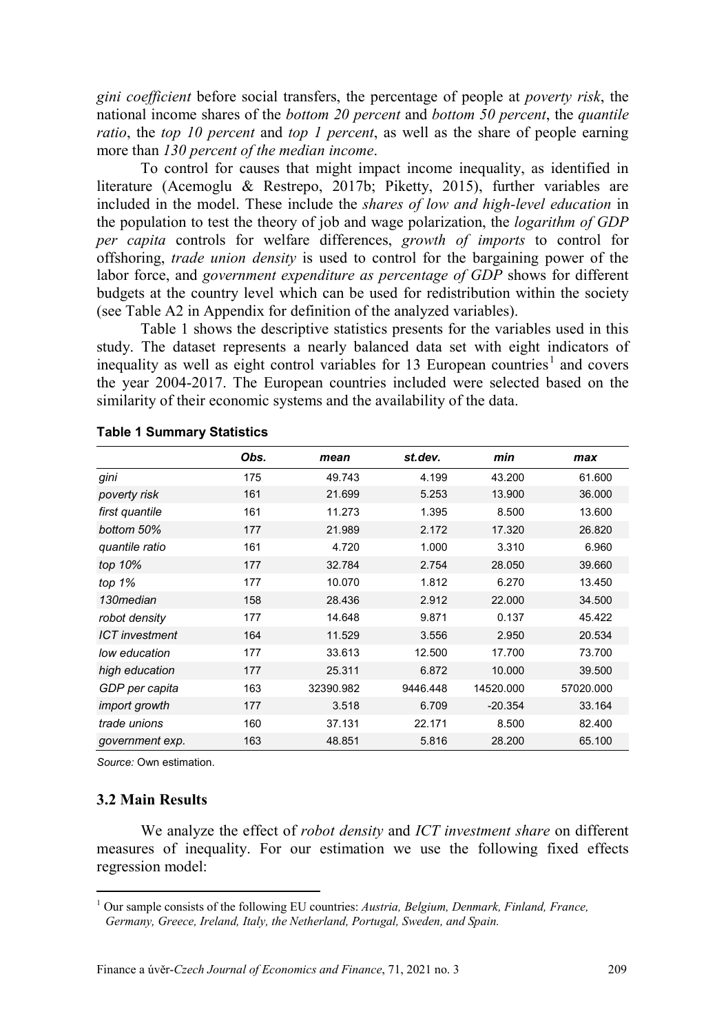*gini coefficient* before social transfers, the percentage of people at *poverty risk*, the national income shares of the *bottom 20 percent* and *bottom 50 percent*, the *quantile ratio*, the *top 10 percent* and *top 1 percent*, as well as the share of people earning more than *130 percent of the median income*.

To control for causes that might impact income inequality, as identified in literature (Acemoglu & Restrepo, 2017b; Piketty, 2015), further variables are included in the model. These include the *shares of low and high-level education* in the population to test the theory of job and wage polarization, the *logarithm of GDP per capita* controls for welfare differences, *growth of imports* to control for offshoring, *trade union density* is used to control for the bargaining power of the labor force, and *government expenditure as percentage of GDP* shows for different budgets at the country level which can be used for redistribution within the society (see Table A2 in Appendix for definition of the analyzed variables).

Table 1 shows the descriptive statistics presents for the variables used in this study. The dataset represents a nearly balanced data set with eight indicators of inequality as well as eight control variables for 13 European countries[1] and covers the year 2004-2017. The European countries included were selected based on the similarity of their economic systems and the availability of the data.

**Table 1 Summary Statistics**

| | *Obs.* | *mean* | *st.dev.* | *min* | *max* |
|---|---|---|---|---|---|
| *gini* | 175 | 49.743 | 4.199 | 43.200 | 61.600 |
| *poverty risk* | 161 | 21.699 | 5.253 | 13.900 | 36.000 |
| *first quantile* | 161 | 11.273 | 1.395 | 8.500 | 13.600 |
| *bottom 50%* | 177 | 21.989 | 2.172 | 17.320 | 26.820 |
| *quantile ratio* | 161 | 4.720 | 1.000 | 3.310 | 6.960 |
| *top 10%* | 177 | 32.784 | 2.754 | 28.050 | 39.660 |
| *top 1%* | 177 | 10.070 | 1.812 | 6.270 | 13.450 |
| *130median* | 158 | 28.436 | 2.912 | 22.000 | 34.500 |
| *robot density* | 177 | 14.648 | 9.871 | 0.137 | 45.422 |
| *ICT investment* | 164 | 11.529 | 3.556 | 2.950 | 20.534 |
| *low education* | 177 | 33.613 | 12.500 | 17.700 | 73.700 |
| *high education* | 177 | 25.311 | 6.872 | 10.000 | 39.500 |
| *GDP per capita* | 163 | 32390.982 | 9446.448 | 14520.000 | 57020.000 |
| *import growth* | 177 | 3.518 | 6.709 | -20.354 | 33.164 |
| *trade unions* | 160 | 37.131 | 22.171 | 8.500 | 82.400 |
| *government exp.* | 163 | 48.851 | 5.816 | 28.200 | 65.100 |

*Source:* Own estimation.

### 3.2 Main Results

We analyze the effect of *robot density* and *ICT investment share* on different measures of inequality. For our estimation we use the following fixed effects regression model:

[1] Our sample consists of the following EU countries: *Austria, Belgium, Denmark, Finland, France, Germany, Greece, Ireland, Italy, the Netherland, Portugal, Sweden, and Spain.*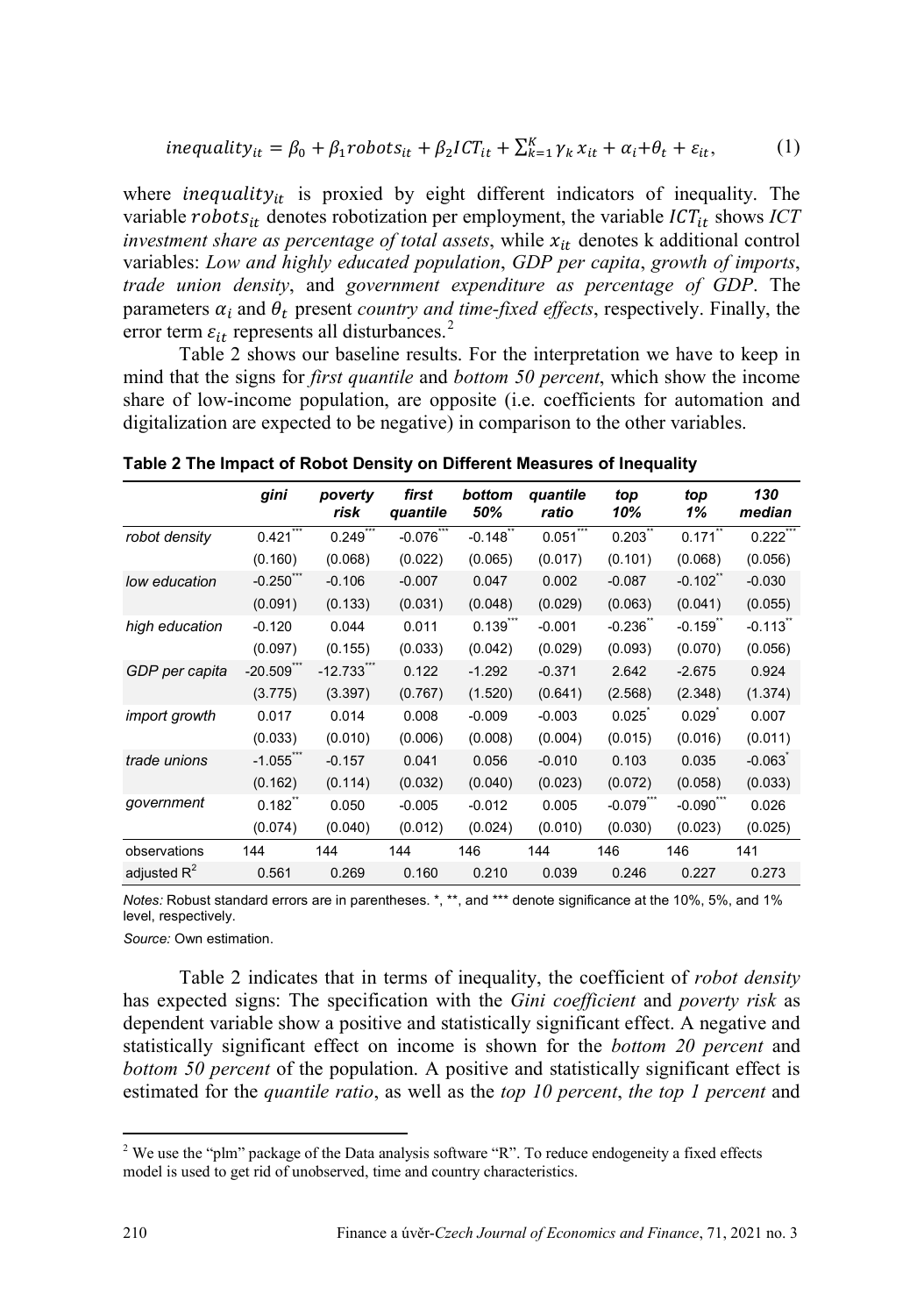$$inequality_{it} = \beta_0 + \beta_1 robots_{it} + \beta_2 ICT_{it} + \sum_{k=1}^{K} \gamma_k x_{it} + \alpha_i + \theta_t + \varepsilon_{it}, \qquad (1)$$

where $inequality_{it}$ is proxied by eight different indicators of inequality. The variable $robots_{it}$ denotes robotization per employment, the variable $ICT_{it}$ shows *ICT investment share as percentage of total assets*, while $x_{it}$ denotes k additional control variables: *Low and highly educated population*, *GDP per capita*, *growth of imports*, *trade union density*, and *government expenditure as percentage of GDP*. The parameters $\alpha_i$ and $\theta_t$ present *country and time-fixed effects*, respectively. Finally, the error term $\varepsilon_{it}$ represents all disturbances.[2]

Table 2 shows our baseline results. For the interpretation we have to keep in mind that the signs for *first quantile* and *bottom 50 percent*, which show the income share of low-income population, are opposite (i.e. coefficients for automation and digitalization are expected to be negative) in comparison to the other variables.

**Table 2 The Impact of Robot Density on Different Measures of Inequality**

| | *gini* | *poverty risk* | *first quantile* | *bottom 50%* | *quantile ratio* | *top 10%* | *top 1%* | *130 median* |
|---|---|---|---|---|---|---|---|---|
| *robot density* | 0.421*** | 0.249*** | -0.076*** | -0.148** | 0.051*** | 0.203** | 0.171** | 0.222*** |
| | (0.160) | (0.068) | (0.022) | (0.065) | (0.017) | (0.101) | (0.068) | (0.056) |
| *low education* | -0.250*** | -0.106 | -0.007 | 0.047 | 0.002 | -0.087 | -0.102** | -0.030 |
| | (0.091) | (0.133) | (0.031) | (0.048) | (0.029) | (0.063) | (0.041) | (0.055) |
| *high education* | -0.120 | 0.044 | 0.011 | 0.139*** | -0.001 | -0.236** | -0.159** | -0.113** |
| | (0.097) | (0.155) | (0.033) | (0.042) | (0.029) | (0.093) | (0.070) | (0.056) |
| *GDP per capita* | -20.509*** | -12.733*** | 0.122 | -1.292 | -0.371 | 2.642 | -2.675 | 0.924 |
| | (3.775) | (3.397) | (0.767) | (1.520) | (0.641) | (2.568) | (2.348) | (1.374) |
| *import growth* | 0.017 | 0.014 | 0.008 | -0.009 | -0.003 | 0.025* | 0.029* | 0.007 |
| | (0.033) | (0.010) | (0.006) | (0.008) | (0.004) | (0.015) | (0.016) | (0.011) |
| *trade unions* | -1.055*** | -0.157 | 0.041 | 0.056 | -0.010 | 0.103 | 0.035 | -0.063* |
| | (0.162) | (0.114) | (0.032) | (0.040) | (0.023) | (0.072) | (0.058) | (0.033) |
| *government* | 0.182** | 0.050 | -0.005 | -0.012 | 0.005 | -0.079*** | -0.090*** | 0.026 |
| | (0.074) | (0.040) | (0.012) | (0.024) | (0.010) | (0.030) | (0.023) | (0.025) |
| observations | 144 | 144 | 144 | 146 | 144 | 146 | 146 | 141 |
| adjusted $R^2$ | 0.561 | 0.269 | 0.160 | 0.210 | 0.039 | 0.246 | 0.227 | 0.273 |

*Notes:* Robust standard errors are in parentheses. *, **, and *** denote significance at the 10%, 5%, and 1% level, respectively.

*Source:* Own estimation.

Table 2 indicates that in terms of inequality, the coefficient of *robot density* has expected signs: The specification with the *Gini coefficient* and *poverty risk* as dependent variable show a positive and statistically significant effect. A negative and statistically significant effect on income is shown for the *bottom 20 percent* and *bottom 50 percent* of the population. A positive and statistically significant effect is estimated for the *quantile ratio*, as well as the *top 10 percent*, *the top 1 percent* and

[2] We use the "plm" package of the Data analysis software "R". To reduce endogeneity a fixed effects model is used to get rid of unobserved, time and country characteristics.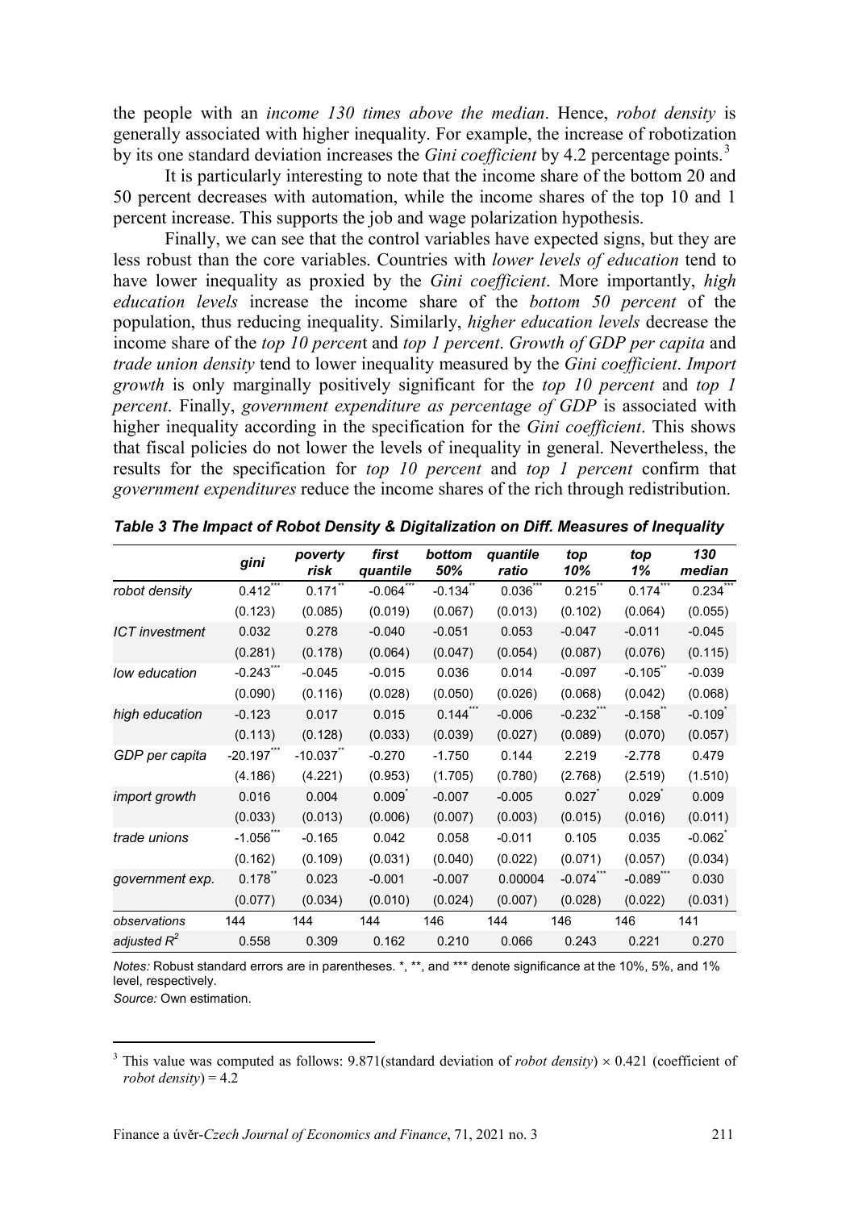the people with an *income 130 times above the median*. Hence, *robot density* is generally associated with higher inequality. For example, the increase of robotization by its one standard deviation increases the *Gini coefficient* by 4.2 percentage points.[3]

It is particularly interesting to note that the income share of the bottom 20 and 50 percent decreases with automation, while the income shares of the top 10 and 1 percent increase. This supports the job and wage polarization hypothesis.

Finally, we can see that the control variables have expected signs, but they are less robust than the core variables. Countries with *lower levels of education* tend to have lower inequality as proxied by the *Gini coefficient*. More importantly, *high education levels* increase the income share of the *bottom 50 percent* of the population, thus reducing inequality. Similarly, *higher education levels* decrease the income share of the *top 10 percen*t and *top 1 percent*. *Growth of GDP per capita* and *trade union density* tend to lower inequality measured by the *Gini coefficient*. *Import growth* is only marginally positively significant for the *top 10 percent* and *top 1 percent*. Finally, *government expenditure as percentage of GDP* is associated with higher inequality according in the specification for the *Gini coefficient*. This shows that fiscal policies do not lower the levels of inequality in general. Nevertheless, the results for the specification for *top 10 percent* and *top 1 percent* confirm that *government expenditures* reduce the income shares of the rich through redistribution.

***Table 3 The Impact of Robot Density & Digitalization on Diff. Measures of Inequality***

| | *gini* | *poverty risk* | *first quantile* | *bottom 50%* | *quantile ratio* | *top 10%* | *top 1%* | *130 median* |
|---|---|---|---|---|---|---|---|---|
| *robot density* | 0.412*** | 0.171** | -0.064*** | -0.134** | 0.036*** | 0.215** | 0.174*** | 0.234*** |
| | (0.123) | (0.085) | (0.019) | (0.067) | (0.013) | (0.102) | (0.064) | (0.055) |
| *ICT investment* | 0.032 | 0.278 | -0.040 | -0.051 | 0.053 | -0.047 | -0.011 | -0.045 |
| | (0.281) | (0.178) | (0.064) | (0.047) | (0.054) | (0.087) | (0.076) | (0.115) |
| *low education* | -0.243*** | -0.045 | -0.015 | 0.036 | 0.014 | -0.097 | -0.105** | -0.039 |
| | (0.090) | (0.116) | (0.028) | (0.050) | (0.026) | (0.068) | (0.042) | (0.068) |
| *high education* | -0.123 | 0.017 | 0.015 | 0.144*** | -0.006 | -0.232*** | -0.158** | -0.109* |
| | (0.113) | (0.128) | (0.033) | (0.039) | (0.027) | (0.089) | (0.070) | (0.057) |
| *GDP per capita* | -20.197*** | -10.037** | -0.270 | -1.750 | 0.144 | 2.219 | -2.778 | 0.479 |
| | (4.186) | (4.221) | (0.953) | (1.705) | (0.780) | (2.768) | (2.519) | (1.510) |
| *import growth* | 0.016 | 0.004 | 0.009* | -0.007 | -0.005 | 0.027* | 0.029* | 0.009 |
| | (0.033) | (0.013) | (0.006) | (0.007) | (0.003) | (0.015) | (0.016) | (0.011) |
| *trade unions* | -1.056*** | -0.165 | 0.042 | 0.058 | -0.011 | 0.105 | 0.035 | -0.062* |
| | (0.162) | (0.109) | (0.031) | (0.040) | (0.022) | (0.071) | (0.057) | (0.034) |
| *government exp.* | 0.178** | 0.023 | -0.001 | -0.007 | 0.00004 | -0.074*** | -0.089*** | 0.030 |
| | (0.077) | (0.034) | (0.010) | (0.024) | (0.007) | (0.028) | (0.022) | (0.031) |
| *observations* | 144 | 144 | 144 | 146 | 144 | 146 | 146 | 141 |
| *adjusted $R^2$* | 0.558 | 0.309 | 0.162 | 0.210 | 0.066 | 0.243 | 0.221 | 0.270 |

*Notes:* Robust standard errors are in parentheses. *, **, and *** denote significance at the 10%, 5%, and 1% level, respectively.
*Source:* Own estimation.

[3] This value was computed as follows: 9.871(standard deviation of *robot density*) × 0.421 (coefficient of *robot density*) = 4.2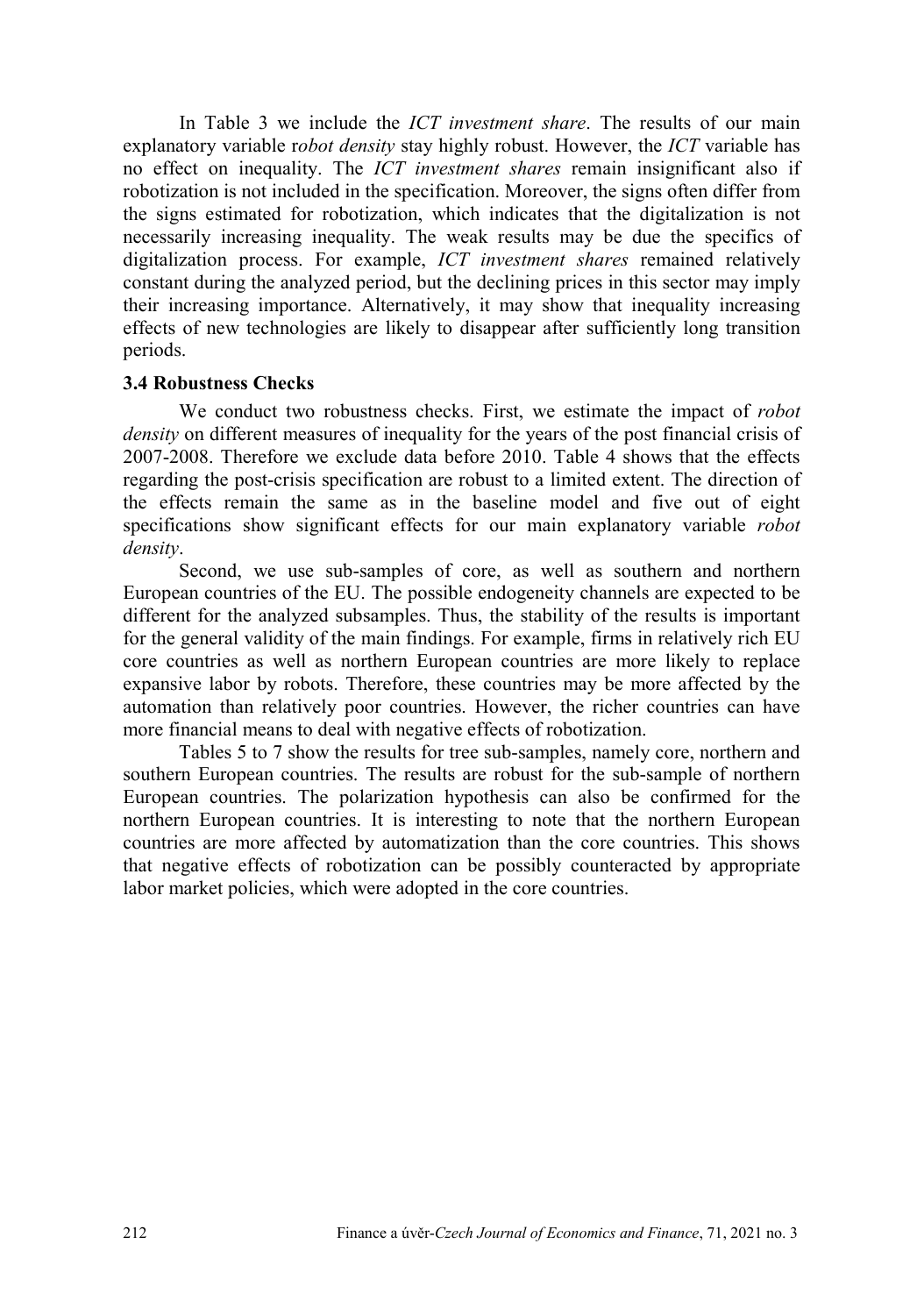In Table 3 we include the *ICT investment share*. The results of our main explanatory variable r*obot density* stay highly robust. However, the *ICT* variable has no effect on inequality. The *ICT investment shares* remain insignificant also if robotization is not included in the specification. Moreover, the signs often differ from the signs estimated for robotization, which indicates that the digitalization is not necessarily increasing inequality. The weak results may be due the specifics of digitalization process. For example, *ICT investment shares* remained relatively constant during the analyzed period, but the declining prices in this sector may imply their increasing importance. Alternatively, it may show that inequality increasing effects of new technologies are likely to disappear after sufficiently long transition periods.

### 3.4 Robustness Checks

We conduct two robustness checks. First, we estimate the impact of *robot density* on different measures of inequality for the years of the post financial crisis of 2007-2008. Therefore we exclude data before 2010. Table 4 shows that the effects regarding the post-crisis specification are robust to a limited extent. The direction of the effects remain the same as in the baseline model and five out of eight specifications show significant effects for our main explanatory variable *robot density*.

Second, we use sub-samples of core, as well as southern and northern European countries of the EU. The possible endogeneity channels are expected to be different for the analyzed subsamples. Thus, the stability of the results is important for the general validity of the main findings. For example, firms in relatively rich EU core countries as well as northern European countries are more likely to replace expansive labor by robots. Therefore, these countries may be more affected by the automation than relatively poor countries. However, the richer countries can have more financial means to deal with negative effects of robotization.

Tables 5 to 7 show the results for tree sub-samples, namely core, northern and southern European countries. The results are robust for the sub-sample of northern European countries. The polarization hypothesis can also be confirmed for the northern European countries. It is interesting to note that the northern European countries are more affected by automatization than the core countries. This shows that negative effects of robotization can be possibly counteracted by appropriate labor market policies, which were adopted in the core countries.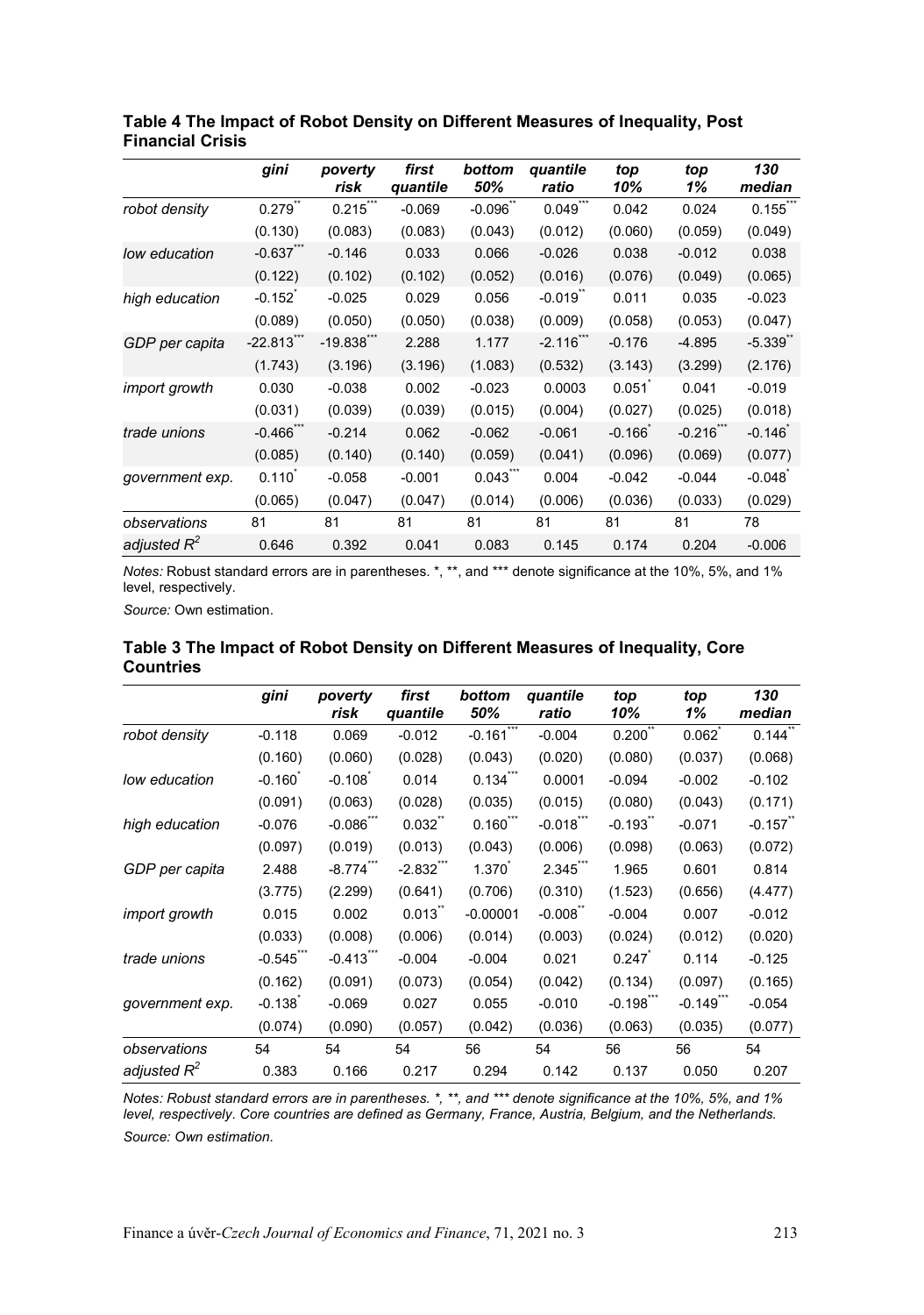**Table 4 The Impact of Robot Density on Different Measures of Inequality, Post Financial Crisis**

| | *gini* | *poverty risk* | *first quantile* | *bottom 50%* | *quantile ratio* | *top 10%* | *top 1%* | *130 median* |
|---|---|---|---|---|---|---|---|---|
| *robot density* | 0.279** | 0.215*** | -0.069 | -0.096** | 0.049*** | 0.042 | 0.024 | 0.155*** |
| | (0.130) | (0.083) | (0.083) | (0.043) | (0.012) | (0.060) | (0.059) | (0.049) |
| *low education* | -0.637*** | -0.146 | 0.033 | 0.066 | -0.026 | 0.038 | -0.012 | 0.038 |
| | (0.122) | (0.102) | (0.102) | (0.052) | (0.016) | (0.076) | (0.049) | (0.065) |
| *high education* | -0.152* | -0.025 | 0.029 | 0.056 | -0.019** | 0.011 | 0.035 | -0.023 |
| | (0.089) | (0.050) | (0.050) | (0.038) | (0.009) | (0.058) | (0.053) | (0.047) |
| *GDP per capita* | -22.813*** | -19.838*** | 2.288 | 1.177 | -2.116*** | -0.176 | -4.895 | -5.339** |
| | (1.743) | (3.196) | (3.196) | (1.083) | (0.532) | (3.143) | (3.299) | (2.176) |
| *import growth* | 0.030 | -0.038 | 0.002 | -0.023 | 0.0003 | 0.051* | 0.041 | -0.019 |
| | (0.031) | (0.039) | (0.039) | (0.015) | (0.004) | (0.027) | (0.025) | (0.018) |
| *trade unions* | -0.466*** | -0.214 | 0.062 | -0.062 | -0.061 | -0.166* | -0.216*** | -0.146* |
| | (0.085) | (0.140) | (0.140) | (0.059) | (0.041) | (0.096) | (0.069) | (0.077) |
| *government exp.* | 0.110* | -0.058 | -0.001 | 0.043*** | 0.004 | -0.042 | -0.044 | -0.048* |
| | (0.065) | (0.047) | (0.047) | (0.014) | (0.006) | (0.036) | (0.033) | (0.029) |
| *observations* | 81 | 81 | 81 | 81 | 81 | 81 | 81 | 78 |
| *adjusted $R^2$* | 0.646 | 0.392 | 0.041 | 0.083 | 0.145 | 0.174 | 0.204 | -0.006 |

*Notes:* Robust standard errors are in parentheses. *, **, and *** denote significance at the 10%, 5%, and 1% level, respectively.

*Source:* Own estimation.

**Table 3 The Impact of Robot Density on Different Measures of Inequality, Core Countries**

| | *gini* | *poverty risk* | *first quantile* | *bottom 50%* | *quantile ratio* | *top 10%* | *top 1%* | *130 median* |
|---|---|---|---|---|---|---|---|---|
| *robot density* | -0.118 | 0.069 | -0.012 | -0.161*** | -0.004 | 0.200** | 0.062* | 0.144** |
| | (0.160) | (0.060) | (0.028) | (0.043) | (0.020) | (0.080) | (0.037) | (0.068) |
| *low education* | -0.160* | -0.108* | 0.014 | 0.134*** | 0.0001 | -0.094 | -0.002 | -0.102 |
| | (0.091) | (0.063) | (0.028) | (0.035) | (0.015) | (0.080) | (0.043) | (0.171) |
| *high education* | -0.076 | -0.086*** | 0.032** | 0.160*** | -0.018*** | -0.193** | -0.071 | -0.157** |
| | (0.097) | (0.019) | (0.013) | (0.043) | (0.006) | (0.098) | (0.063) | (0.072) |
| *GDP per capita* | 2.488 | -8.774*** | -2.832*** | 1.370* | 2.345*** | 1.965 | 0.601 | 0.814 |
| | (3.775) | (2.299) | (0.641) | (0.706) | (0.310) | (1.523) | (0.656) | (4.477) |
| *import growth* | 0.015 | 0.002 | 0.013** | -0.00001 | -0.008** | -0.004 | 0.007 | -0.012 |
| | (0.033) | (0.008) | (0.006) | (0.014) | (0.003) | (0.024) | (0.012) | (0.020) |
| *trade unions* | -0.545*** | -0.413*** | -0.004 | -0.004 | 0.021 | 0.247* | 0.114 | -0.125 |
| | (0.162) | (0.091) | (0.073) | (0.054) | (0.042) | (0.134) | (0.097) | (0.165) |
| *government exp.* | -0.138* | -0.069 | 0.027 | 0.055 | -0.010 | -0.198*** | -0.149*** | -0.054 |
| | (0.074) | (0.090) | (0.057) | (0.042) | (0.036) | (0.063) | (0.035) | (0.077) |
| *observations* | 54 | 54 | 54 | 56 | 54 | 56 | 56 | 54 |
| *adjusted $R^2$* | 0.383 | 0.166 | 0.217 | 0.294 | 0.142 | 0.137 | 0.050 | 0.207 |

*Notes: Robust standard errors are in parentheses. *, **, and *** denote significance at the 10%, 5%, and 1% level, respectively. Core countries are defined as Germany, France, Austria, Belgium, and the Netherlands.*

*Source: Own estimation.*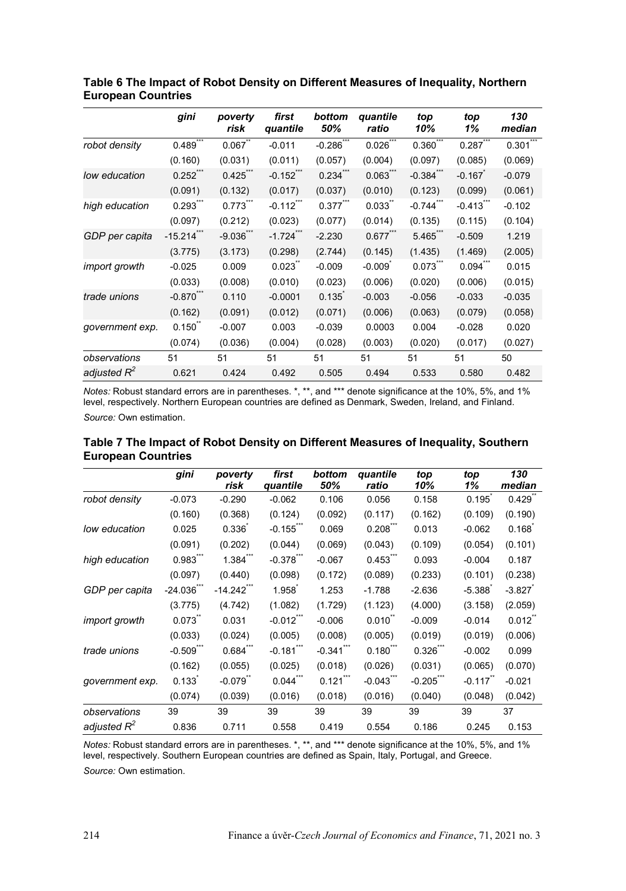**Table 6 The Impact of Robot Density on Different Measures of Inequality, Northern European Countries**

| | *gini* | *poverty risk* | *first quantile* | *bottom 50%* | *quantile ratio* | *top 10%* | *top 1%* | *130 median* |
|---|---|---|---|---|---|---|---|---|
| *robot density* | 0.489*** | 0.067** | -0.011 | -0.286*** | 0.026*** | 0.360*** | 0.287*** | 0.301*** |
| | (0.160) | (0.031) | (0.011) | (0.057) | (0.004) | (0.097) | (0.085) | (0.069) |
| *low education* | 0.252*** | 0.425*** | -0.152*** | 0.234*** | 0.063*** | -0.384*** | -0.167* | -0.079 |
| | (0.091) | (0.132) | (0.017) | (0.037) | (0.010) | (0.123) | (0.099) | (0.061) |
| *high education* | 0.293*** | 0.773*** | -0.112*** | 0.377*** | 0.033** | -0.744*** | -0.413*** | -0.102 |
| | (0.097) | (0.212) | (0.023) | (0.077) | (0.014) | (0.135) | (0.115) | (0.104) |
| *GDP per capita* | -15.214*** | -9.036*** | -1.724*** | -2.230 | 0.677*** | 5.465*** | -0.509 | 1.219 |
| | (3.775) | (3.173) | (0.298) | (2.744) | (0.145) | (1.435) | (1.469) | (2.005) |
| *import growth* | -0.025 | 0.009 | 0.023** | -0.009 | -0.009* | 0.073*** | 0.094*** | 0.015 |
| | (0.033) | (0.008) | (0.010) | (0.023) | (0.006) | (0.020) | (0.006) | (0.015) |
| *trade unions* | -0.870*** | 0.110 | -0.0001 | 0.135* | -0.003 | -0.056 | -0.033 | -0.035 |
| | (0.162) | (0.091) | (0.012) | (0.071) | (0.006) | (0.063) | (0.079) | (0.058) |
| *government exp.* | 0.150** | -0.007 | 0.003 | -0.039 | 0.0003 | 0.004 | -0.028 | 0.020 |
| | (0.074) | (0.036) | (0.004) | (0.028) | (0.003) | (0.020) | (0.017) | (0.027) |
| *observations* | 51 | 51 | 51 | 51 | 51 | 51 | 51 | 50 |
| *adjusted $R^2$* | 0.621 | 0.424 | 0.492 | 0.505 | 0.494 | 0.533 | 0.580 | 0.482 |

*Notes:* Robust standard errors are in parentheses. *, **, and *** denote significance at the 10%, 5%, and 1% level, respectively. Northern European countries are defined as Denmark, Sweden, Ireland, and Finland.

*Source:* Own estimation.

**Table 7 The Impact of Robot Density on Different Measures of Inequality, Southern European Countries**

| | *gini* | *poverty risk* | *first quantile* | *bottom 50%* | *quantile ratio* | *top 10%* | *top 1%* | *130 median* |
|---|---|---|---|---|---|---|---|---|
| *robot density* | -0.073 | -0.290 | -0.062 | 0.106 | 0.056 | 0.158 | 0.195* | 0.429** |
| | (0.160) | (0.368) | (0.124) | (0.092) | (0.117) | (0.162) | (0.109) | (0.190) |
| *low education* | 0.025 | 0.336* | -0.155*** | 0.069 | 0.208*** | 0.013 | -0.062 | 0.168* |
| | (0.091) | (0.202) | (0.044) | (0.069) | (0.043) | (0.109) | (0.054) | (0.101) |
| *high education* | 0.983*** | 1.384*** | -0.378*** | -0.067 | 0.453*** | 0.093 | -0.004 | 0.187 |
| | (0.097) | (0.440) | (0.098) | (0.172) | (0.089) | (0.233) | (0.101) | (0.238) |
| *GDP per capita* | -24.036*** | -14.242*** | 1.958* | 1.253 | -1.788 | -2.636 | -5.388* | -3.827* |
| | (3.775) | (4.742) | (1.082) | (1.729) | (1.123) | (4.000) | (3.158) | (2.059) |
| *import growth* | 0.073** | 0.031 | -0.012*** | -0.006 | 0.010** | -0.009 | -0.014 | 0.012** |
| | (0.033) | (0.024) | (0.005) | (0.008) | (0.005) | (0.019) | (0.019) | (0.006) |
| *trade unions* | -0.509*** | 0.684*** | -0.181*** | -0.341*** | 0.180*** | 0.326*** | -0.002 | 0.099 |
| | (0.162) | (0.055) | (0.025) | (0.018) | (0.026) | (0.031) | (0.065) | (0.070) |
| *government exp.* | 0.133* | -0.079** | 0.044*** | 0.121*** | -0.043*** | -0.205*** | -0.117** | -0.021 |
| | (0.074) | (0.039) | (0.016) | (0.018) | (0.016) | (0.040) | (0.048) | (0.042) |
| *observations* | 39 | 39 | 39 | 39 | 39 | 39 | 39 | 37 |
| *adjusted $R^2$* | 0.836 | 0.711 | 0.558 | 0.419 | 0.554 | 0.186 | 0.245 | 0.153 |

*Notes:* Robust standard errors are in parentheses. *, **, and *** denote significance at the 10%, 5%, and 1% level, respectively. Southern European countries are defined as Spain, Italy, Portugal, and Greece.

*Source:* Own estimation.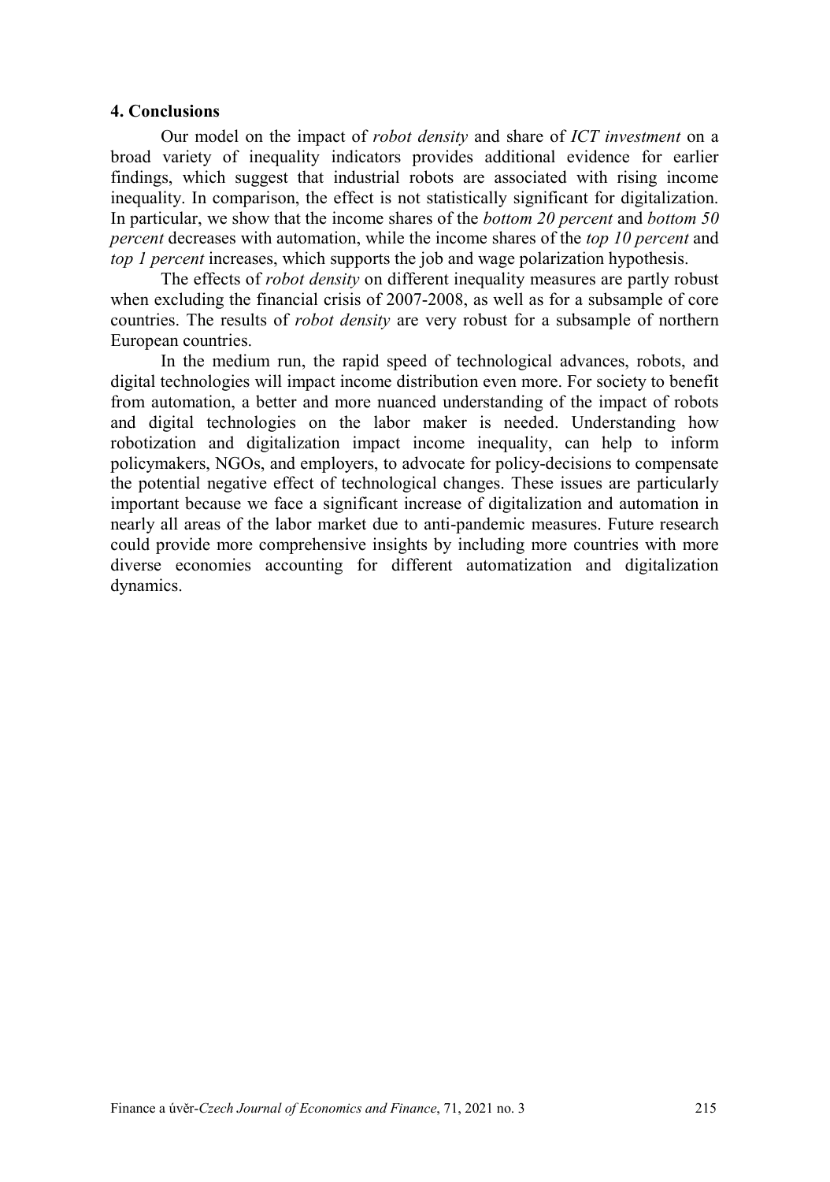## 4. Conclusions

Our model on the impact of *robot density* and share of *ICT investment* on a broad variety of inequality indicators provides additional evidence for earlier findings, which suggest that industrial robots are associated with rising income inequality. In comparison, the effect is not statistically significant for digitalization. In particular, we show that the income shares of the *bottom 20 percent* and *bottom 50 percent* decreases with automation, while the income shares of the *top 10 percent* and *top 1 percent* increases, which supports the job and wage polarization hypothesis.

The effects of *robot density* on different inequality measures are partly robust when excluding the financial crisis of 2007-2008, as well as for a subsample of core countries. The results of *robot density* are very robust for a subsample of northern European countries.

In the medium run, the rapid speed of technological advances, robots, and digital technologies will impact income distribution even more. For society to benefit from automation, a better and more nuanced understanding of the impact of robots and digital technologies on the labor maker is needed. Understanding how robotization and digitalization impact income inequality, can help to inform policymakers, NGOs, and employers, to advocate for policy-decisions to compensate the potential negative effect of technological changes. These issues are particularly important because we face a significant increase of digitalization and automation in nearly all areas of the labor market due to anti-pandemic measures. Future research could provide more comprehensive insights by including more countries with more diverse economies accounting for different automatization and digitalization dynamics.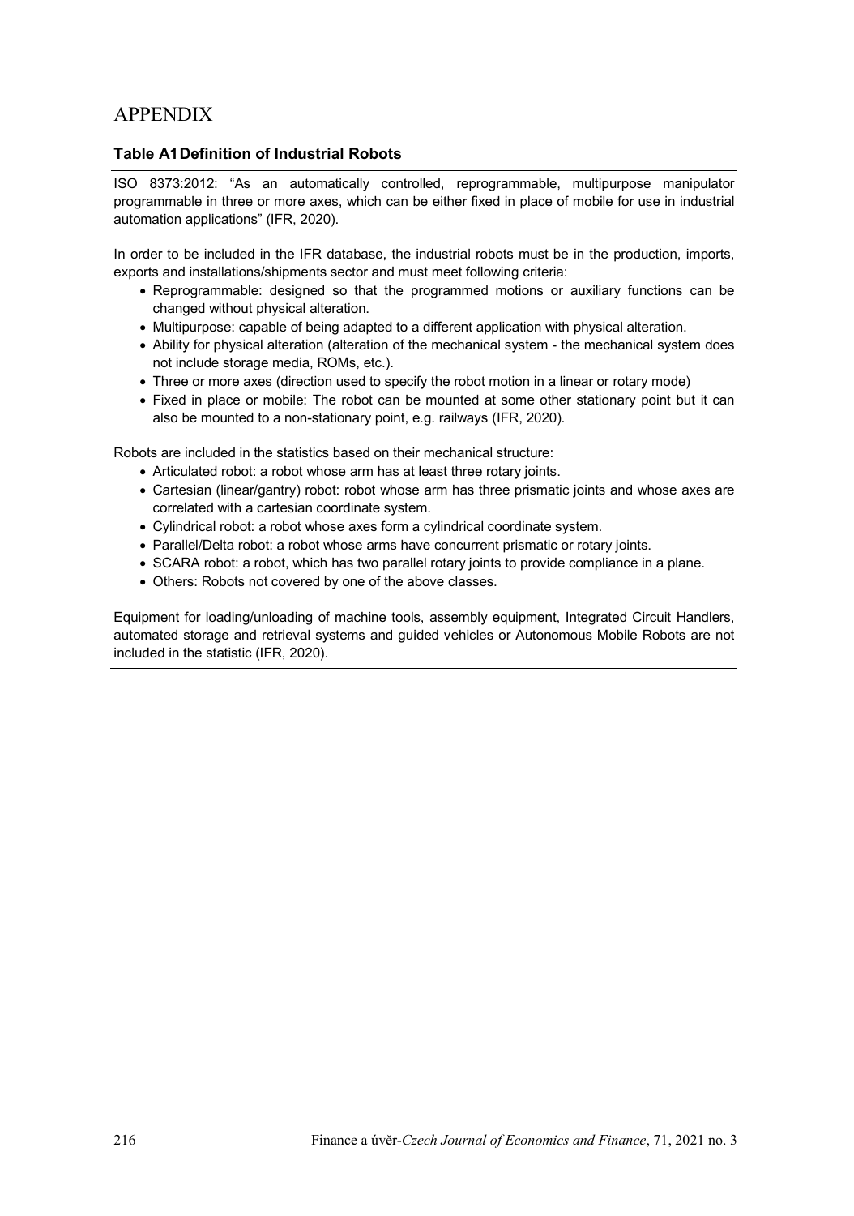# APPENDIX

**Table A1 Definition of Industrial Robots**

ISO 8373:2012: "As an automatically controlled, reprogrammable, multipurpose manipulator programmable in three or more axes, which can be either fixed in place of mobile for use in industrial automation applications" (IFR, 2020).

In order to be included in the IFR database, the industrial robots must be in the production, imports, exports and installations/shipments sector and must meet following criteria:

- Reprogrammable: designed so that the programmed motions or auxiliary functions can be changed without physical alteration.
- Multipurpose: capable of being adapted to a different application with physical alteration.
- Ability for physical alteration (alteration of the mechanical system - the mechanical system does not include storage media, ROMs, etc.).
- Three or more axes (direction used to specify the robot motion in a linear or rotary mode)
- Fixed in place or mobile: The robot can be mounted at some other stationary point but it can also be mounted to a non-stationary point, e.g. railways (IFR, 2020).

Robots are included in the statistics based on their mechanical structure:

- Articulated robot: a robot whose arm has at least three rotary joints.
- Cartesian (linear/gantry) robot: robot whose arm has three prismatic joints and whose axes are correlated with a cartesian coordinate system.
- Cylindrical robot: a robot whose axes form a cylindrical coordinate system.
- Parallel/Delta robot: a robot whose arms have concurrent prismatic or rotary joints.
- SCARA robot: a robot, which has two parallel rotary joints to provide compliance in a plane.
- Others: Robots not covered by one of the above classes.

Equipment for loading/unloading of machine tools, assembly equipment, Integrated Circuit Handlers, automated storage and retrieval systems and guided vehicles or Autonomous Mobile Robots are not included in the statistic (IFR, 2020).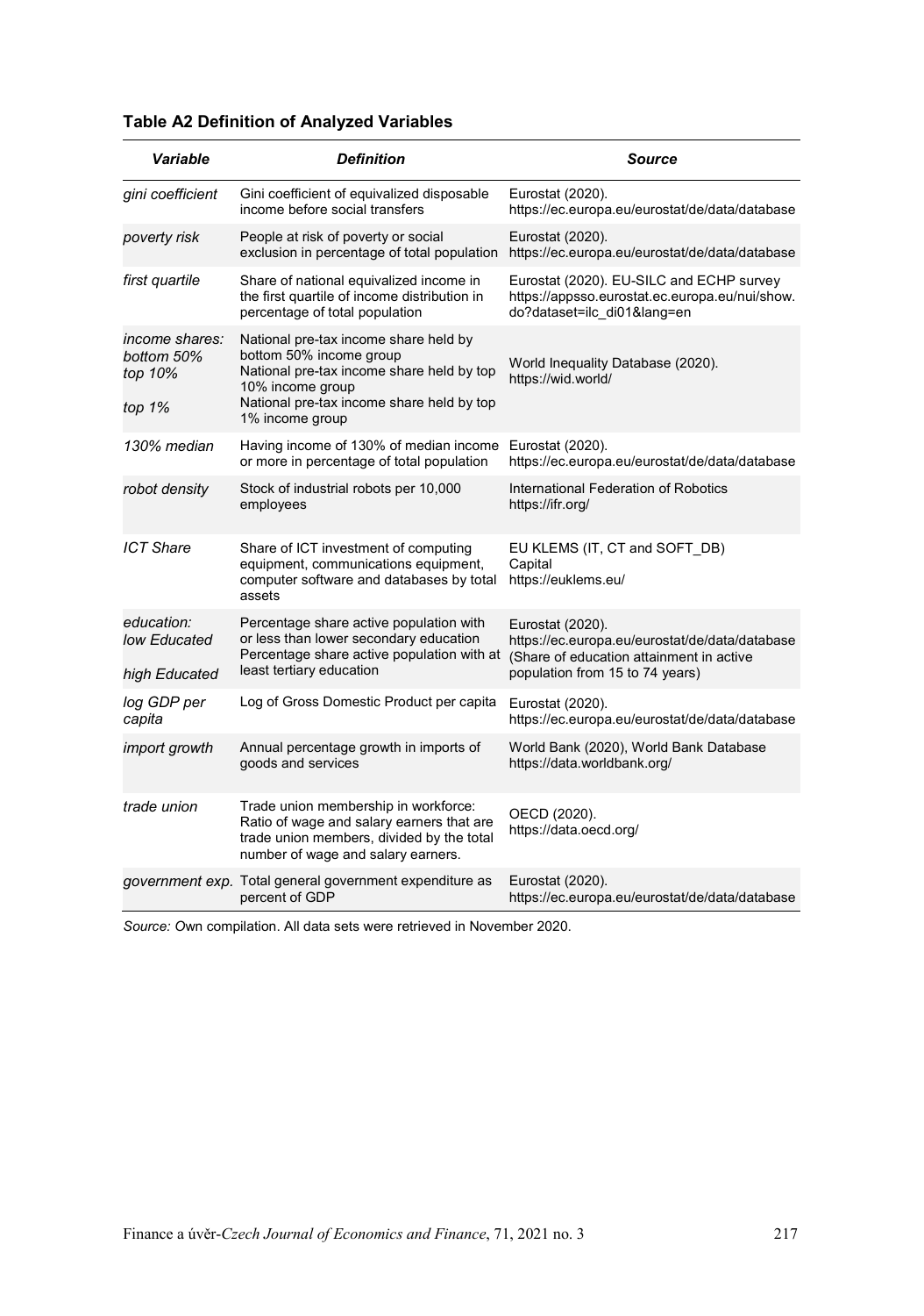**Table A2 Definition of Analyzed Variables**

| *Variable* | *Definition* | *Source* |
|---|---|---|
| *gini coefficient* | Gini coefficient of equivalized disposable income before social transfers | Eurostat (2020). https://ec.europa.eu/eurostat/de/data/database |
| *poverty risk* | People at risk of poverty or social exclusion in percentage of total population | Eurostat (2020). https://ec.europa.eu/eurostat/de/data/database |
| *first quartile* | Share of national equivalized income in the first quartile of income distribution in percentage of total population | Eurostat (2020). EU-SILC and ECHP survey https://appsso.eurostat.ec.europa.eu/nui/show.do?dataset=ilc_di01&lang=en |
| *income shares:* *bottom 50%* *top 10%* *top 1%* | National pre-tax income share held by bottom 50% income group National pre-tax income share held by top 10% income group National pre-tax income share held by top 1% income group | World Inequality Database (2020). https://wid.world/ |
| *130% median* | Having income of 130% of median income or more in percentage of total population | Eurostat (2020). https://ec.europa.eu/eurostat/de/data/database |
| *robot density* | Stock of industrial robots per 10,000 employees | International Federation of Robotics https://ifr.org/ |
| *ICT Share* | Share of ICT investment of computing equipment, communications equipment, computer software and databases by total assets | EU KLEMS (IT, CT and SOFT_DB) Capital https://euklems.eu/ |
| *education:* *low Educated* *high Educated* | Percentage share active population with or less than lower secondary education Percentage share active population with at least tertiary education | Eurostat (2020). https://ec.europa.eu/eurostat/de/data/database (Share of education attainment in active population from 15 to 74 years) |
| *log GDP per capita* | Log of Gross Domestic Product per capita | Eurostat (2020). https://ec.europa.eu/eurostat/de/data/database |
| *import growth* | Annual percentage growth in imports of goods and services | World Bank (2020), World Bank Database https://data.worldbank.org/ |
| *trade union* | Trade union membership in workforce: Ratio of wage and salary earners that are trade union members, divided by the total number of wage and salary earners. | OECD (2020). https://data.oecd.org/ |
| *government exp.* | Total general government expenditure as percent of GDP | Eurostat (2020). https://ec.europa.eu/eurostat/de/data/database |

*Source:* Own compilation. All data sets were retrieved in November 2020.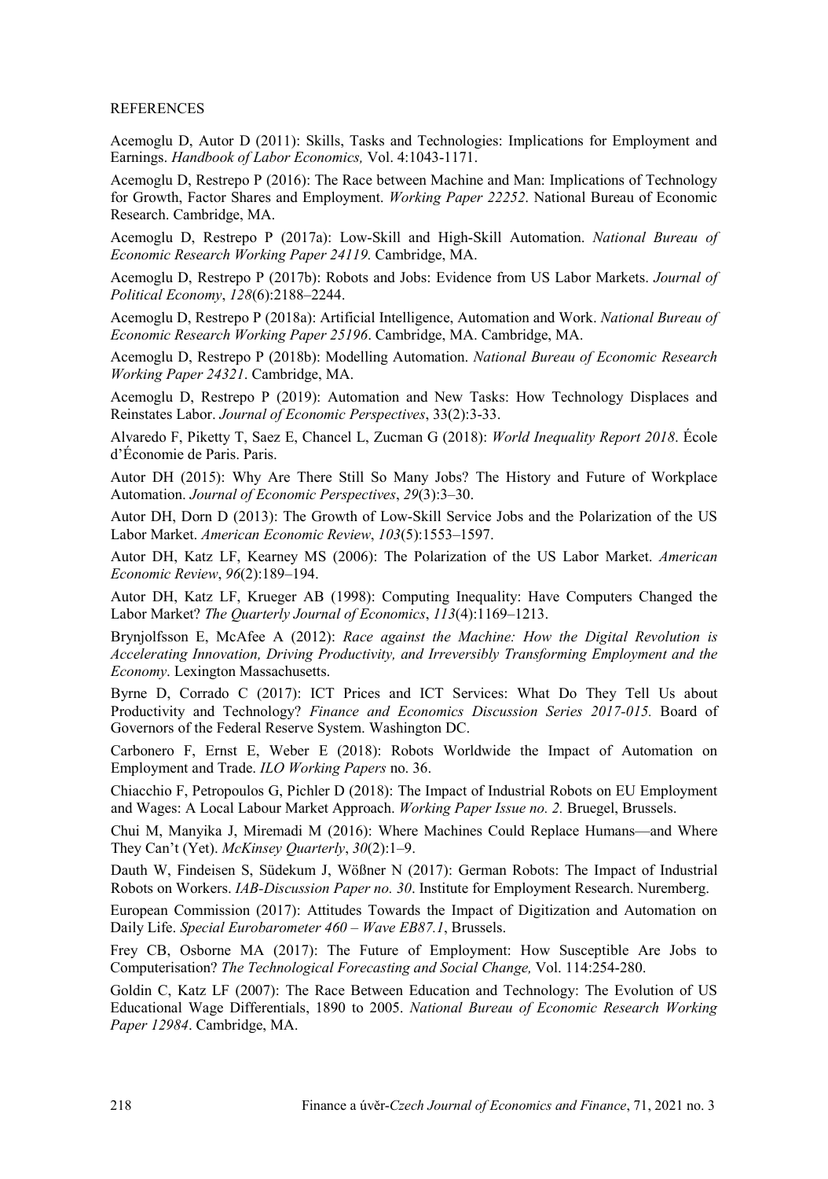## REFERENCES

Acemoglu D, Autor D (2011): Skills, Tasks and Technologies: Implications for Employment and Earnings. *Handbook of Labor Economics,* Vol. 4:1043-1171.

Acemoglu D, Restrepo P (2016): The Race between Machine and Man: Implications of Technology for Growth, Factor Shares and Employment. *Working Paper 22252*. National Bureau of Economic Research. Cambridge, MA.

Acemoglu D, Restrepo P (2017a): Low-Skill and High-Skill Automation. *National Bureau of Economic Research Working Paper 24119.* Cambridge, MA.

Acemoglu D, Restrepo P (2017b): Robots and Jobs: Evidence from US Labor Markets. *Journal of Political Economy*, *128*(6):2188–2244.

Acemoglu D, Restrepo P (2018a): Artificial Intelligence, Automation and Work. *National Bureau of Economic Research Working Paper 25196*. Cambridge, MA. Cambridge, MA.

Acemoglu D, Restrepo P (2018b): Modelling Automation. *National Bureau of Economic Research Working Paper 24321*. Cambridge, MA.

Acemoglu D, Restrepo P (2019): Automation and New Tasks: How Technology Displaces and Reinstates Labor. *Journal of Economic Perspectives*, 33(2):3-33.

Alvaredo F, Piketty T, Saez E, Chancel L, Zucman G (2018): *World Inequality Report 2018*. École d'Économie de Paris. Paris.

Autor DH (2015): Why Are There Still So Many Jobs? The History and Future of Workplace Automation. *Journal of Economic Perspectives*, *29*(3):3–30.

Autor DH, Dorn D (2013): The Growth of Low-Skill Service Jobs and the Polarization of the US Labor Market. *American Economic Review*, *103*(5):1553–1597.

Autor DH, Katz LF, Kearney MS (2006): The Polarization of the US Labor Market. *American Economic Review*, *96*(2):189–194.

Autor DH, Katz LF, Krueger AB (1998): Computing Inequality: Have Computers Changed the Labor Market? *The Quarterly Journal of Economics*, *113*(4):1169–1213.

Brynjolfsson E, McAfee A (2012): *Race against the Machine: How the Digital Revolution is Accelerating Innovation, Driving Productivity, and Irreversibly Transforming Employment and the Economy*. Lexington Massachusetts.

Byrne D, Corrado C (2017): ICT Prices and ICT Services: What Do They Tell Us about Productivity and Technology? *Finance and Economics Discussion Series 2017-015.* Board of Governors of the Federal Reserve System. Washington DC.

Carbonero F, Ernst E, Weber E (2018): Robots Worldwide the Impact of Automation on Employment and Trade. *ILO Working Papers* no. 36.

Chiacchio F, Petropoulos G, Pichler D (2018): The Impact of Industrial Robots on EU Employment and Wages: A Local Labour Market Approach. *Working Paper Issue no. 2.* Bruegel, Brussels.

Chui M, Manyika J, Miremadi M (2016): Where Machines Could Replace Humans—and Where They Can't (Yet). *McKinsey Quarterly*, *30*(2):1–9.

Dauth W, Findeisen S, Südekum J, Wößner N (2017): German Robots: The Impact of Industrial Robots on Workers. *IAB-Discussion Paper no. 30*. Institute for Employment Research. Nuremberg.

European Commission (2017): Attitudes Towards the Impact of Digitization and Automation on Daily Life. *Special Eurobarometer 460 – Wave EB87.1*, Brussels.

Frey CB, Osborne MA (2017): The Future of Employment: How Susceptible Are Jobs to Computerisation? *The Technological Forecasting and Social Change,* Vol. 114:254-280.

Goldin C, Katz LF (2007): The Race Between Education and Technology: The Evolution of US Educational Wage Differentials, 1890 to 2005. *National Bureau of Economic Research Working Paper 12984*. Cambridge, MA.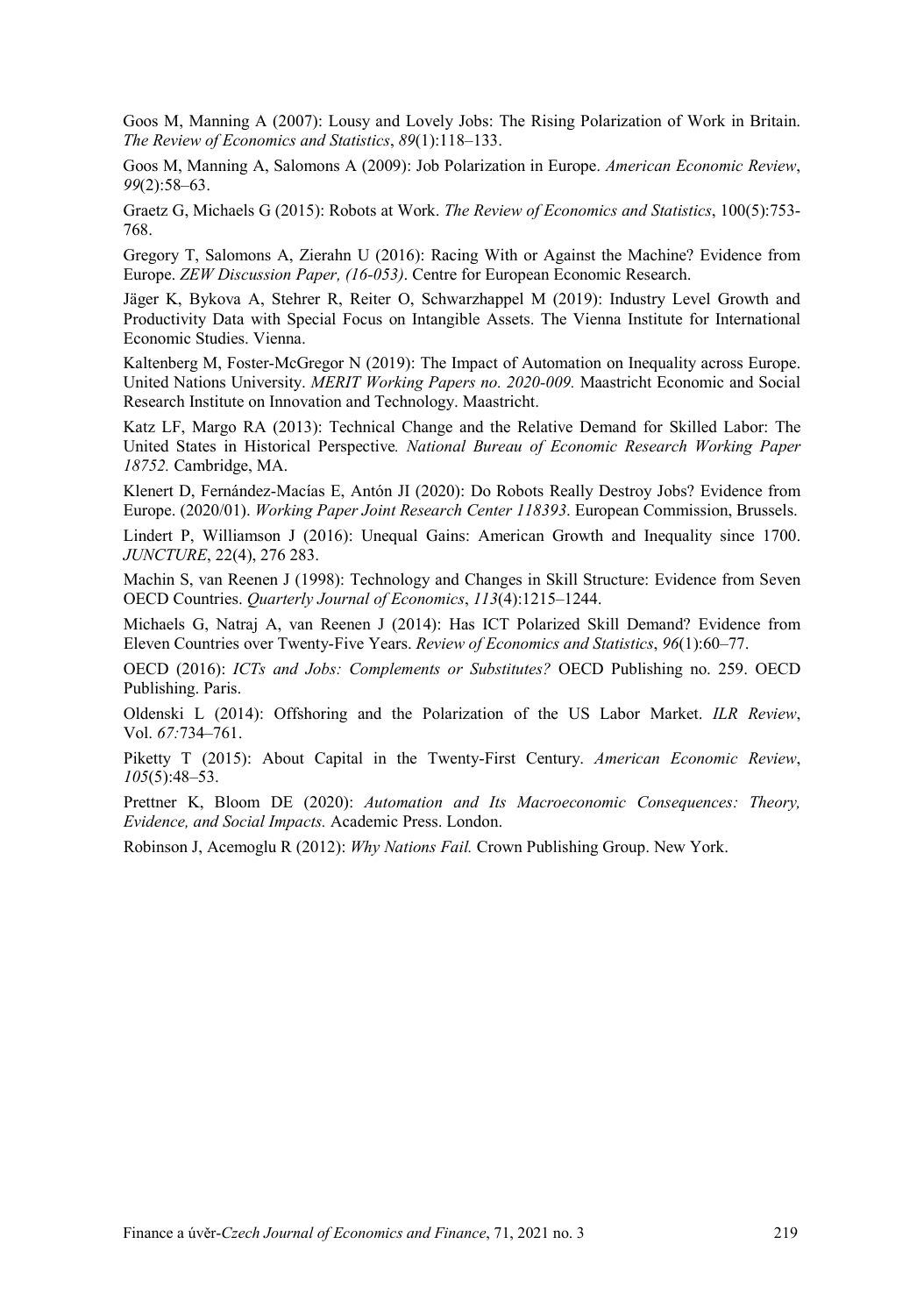Goos M, Manning A (2007): Lousy and Lovely Jobs: The Rising Polarization of Work in Britain. *The Review of Economics and Statistics*, *89*(1):118–133.

Goos M, Manning A, Salomons A (2009): Job Polarization in Europe. *American Economic Review*, *99*(2):58–63.

Graetz G, Michaels G (2015): Robots at Work. *The Review of Economics and Statistics*, 100(5):753-768.

Gregory T, Salomons A, Zierahn U (2016): Racing With or Against the Machine? Evidence from Europe. *ZEW Discussion Paper, (16-053)*. Centre for European Economic Research.

Jäger K, Bykova A, Stehrer R, Reiter O, Schwarzhappel M (2019): Industry Level Growth and Productivity Data with Special Focus on Intangible Assets. The Vienna Institute for International Economic Studies. Vienna.

Kaltenberg M, Foster-McGregor N (2019): The Impact of Automation on Inequality across Europe. United Nations University. *MERIT Working Papers no. 2020-009.* Maastricht Economic and Social Research Institute on Innovation and Technology. Maastricht.

Katz LF, Margo RA (2013): Technical Change and the Relative Demand for Skilled Labor: The United States in Historical Perspective*. National Bureau of Economic Research Working Paper 18752.* Cambridge, MA.

Klenert D, Fernández-Macías E, Antón JI (2020): Do Robots Really Destroy Jobs? Evidence from Europe. (2020/01). *Working Paper Joint Research Center 118393*. European Commission, Brussels.

Lindert P, Williamson J (2016): Unequal Gains: American Growth and Inequality since 1700. *JUNCTURE*, 22(4), 276 283.

Machin S, van Reenen J (1998): Technology and Changes in Skill Structure: Evidence from Seven OECD Countries. *Quarterly Journal of Economics*, *113*(4):1215–1244.

Michaels G, Natraj A, van Reenen J (2014): Has ICT Polarized Skill Demand? Evidence from Eleven Countries over Twenty-Five Years. *Review of Economics and Statistics*, *96*(1):60–77.

OECD (2016): *ICTs and Jobs: Complements or Substitutes?* OECD Publishing no. 259. OECD Publishing. Paris.

Oldenski L (2014): Offshoring and the Polarization of the US Labor Market. *ILR Review*, Vol. *67:*734–761.

Piketty T (2015): About Capital in the Twenty-First Century. *American Economic Review*, *105*(5):48–53.

Prettner K, Bloom DE (2020): *Automation and Its Macroeconomic Consequences: Theory, Evidence, and Social Impacts.* Academic Press. London.

Robinson J, Acemoglu R (2012): *Why Nations Fail.* Crown Publishing Group. New York.